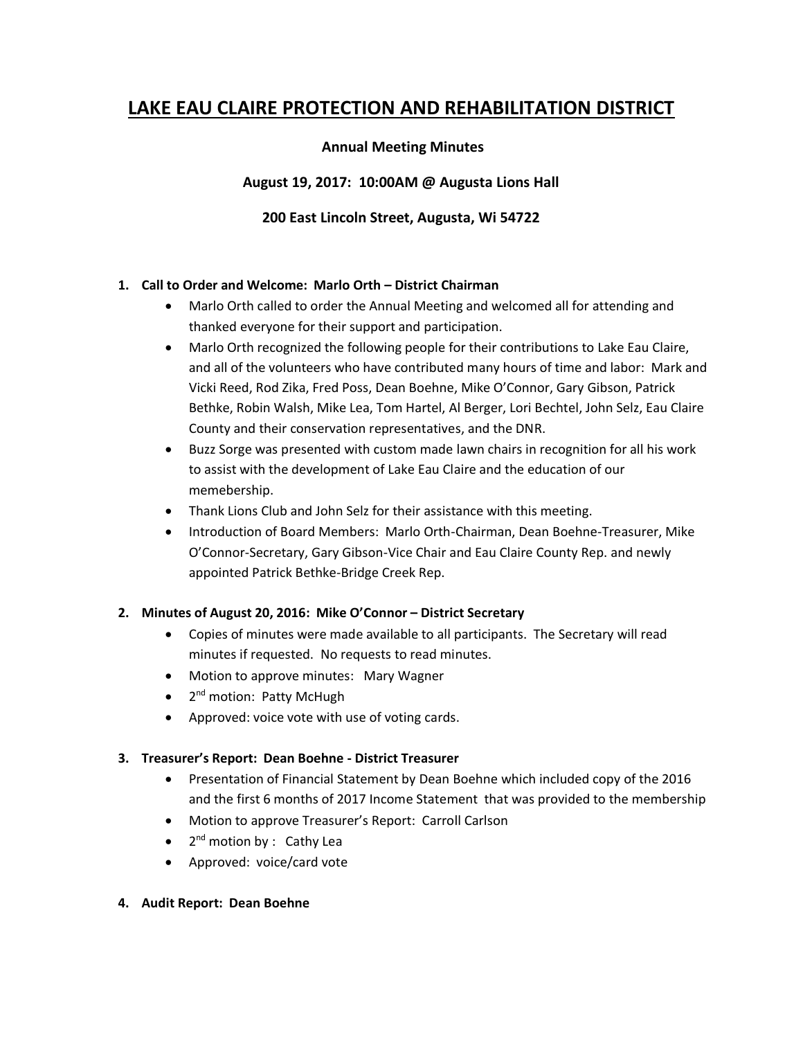# LAKE EAU CLAIRE PROTECTION AND REHABILITATION DISTRICT

**Annual Meeting Minutes**

**August 19, 2017: 10:00AM @ Augusta Lions Hall**

**200 East Lincoln Street, Augusta, Wi 54722**

1. **Call to Order and Welcome: Marlo Orth – District Chairman**
   - Marlo Orth called to order the Annual Meeting and welcomed all for attending and thanked everyone for their support and participation.
   - Marlo Orth recognized the following people for their contributions to Lake Eau Claire, and all of the volunteers who have contributed many hours of time and labor: Mark and Vicki Reed, Rod Zika, Fred Poss, Dean Boehne, Mike O'Connor, Gary Gibson, Patrick Bethke, Robin Walsh, Mike Lea, Tom Hartel, Al Berger, Lori Bechtel, John Selz, Eau Claire County and their conservation representatives, and the DNR.
   - Buzz Sorge was presented with custom made lawn chairs in recognition for all his work to assist with the development of Lake Eau Claire and the education of our memebership.
   - Thank Lions Club and John Selz for their assistance with this meeting.
   - Introduction of Board Members: Marlo Orth-Chairman, Dean Boehne-Treasurer, Mike O'Connor-Secretary, Gary Gibson-Vice Chair and Eau Claire County Rep. and newly appointed Patrick Bethke-Bridge Creek Rep.

2. **Minutes of August 20, 2016: Mike O'Connor – District Secretary**
   - Copies of minutes were made available to all participants. The Secretary will read minutes if requested. No requests to read minutes.
   - Motion to approve minutes: Mary Wagner
   - 2nd motion: Patty McHugh
   - Approved: voice vote with use of voting cards.

3. **Treasurer's Report: Dean Boehne - District Treasurer**
   - Presentation of Financial Statement by Dean Boehne which included copy of the 2016 and the first 6 months of 2017 Income Statement that was provided to the membership
   - Motion to approve Treasurer's Report: Carroll Carlson
   - 2nd motion by : Cathy Lea
   - Approved: voice/card vote

4. **Audit Report: Dean Boehne**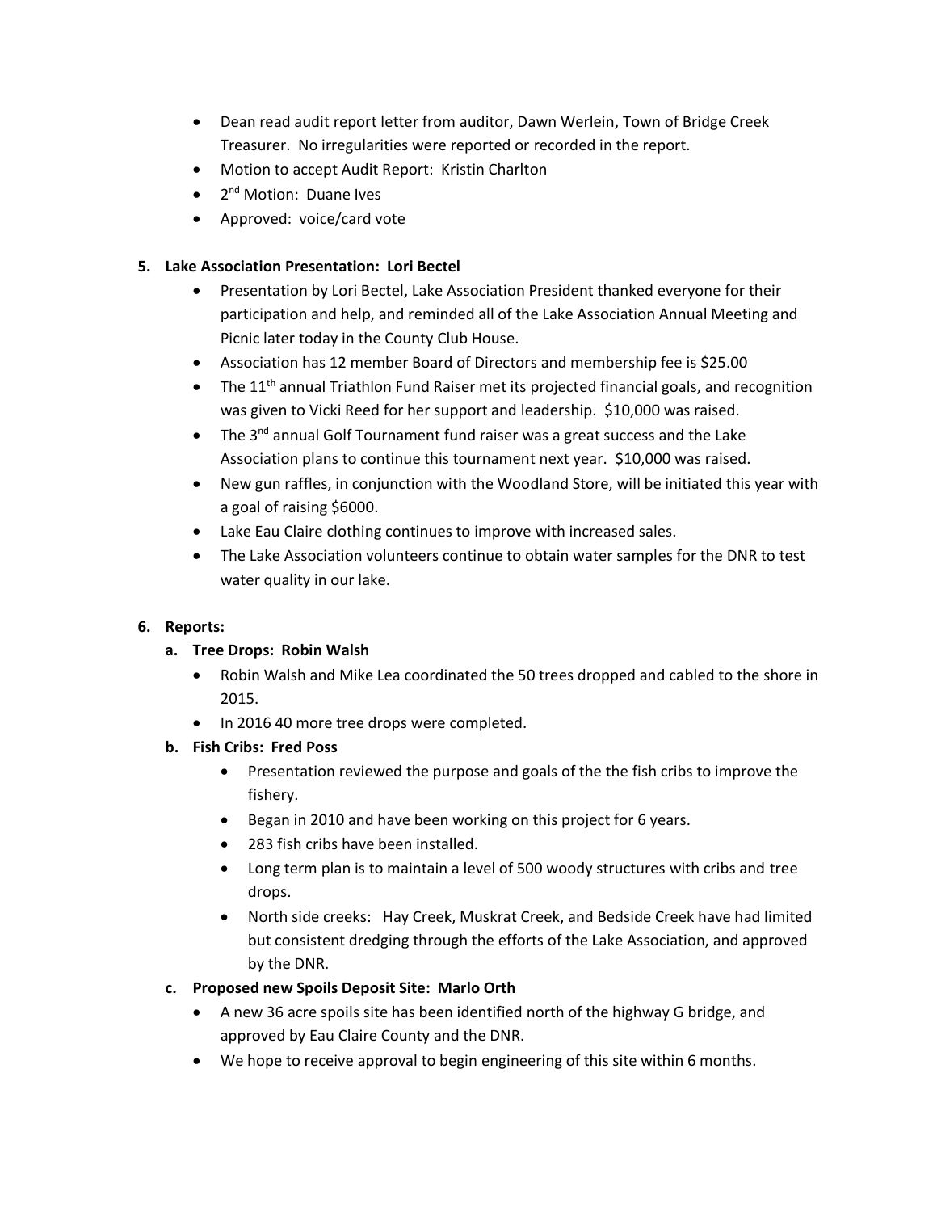- Dean read audit report letter from auditor, Dawn Werlein, Town of Bridge Creek Treasurer. No irregularities were reported or recorded in the report.
- Motion to accept Audit Report: Kristin Charlton
- 2nd Motion: Duane Ives
- Approved: voice/card vote

**5. Lake Association Presentation: Lori Bectel**

- Presentation by Lori Bectel, Lake Association President thanked everyone for their participation and help, and reminded all of the Lake Association Annual Meeting and Picnic later today in the County Club House.
- Association has 12 member Board of Directors and membership fee is $25.00
- The 11th annual Triathlon Fund Raiser met its projected financial goals, and recognition was given to Vicki Reed for her support and leadership. $10,000 was raised.
- The 3nd annual Golf Tournament fund raiser was a great success and the Lake Association plans to continue this tournament next year. $10,000 was raised.
- New gun raffles, in conjunction with the Woodland Store, will be initiated this year with a goal of raising $6000.
- Lake Eau Claire clothing continues to improve with increased sales.
- The Lake Association volunteers continue to obtain water samples for the DNR to test water quality in our lake.

**6. Reports:**

**a. Tree Drops: Robin Walsh**

- Robin Walsh and Mike Lea coordinated the 50 trees dropped and cabled to the shore in 2015.
- In 2016 40 more tree drops were completed.

**b. Fish Cribs: Fred Poss**

- Presentation reviewed the purpose and goals of the the fish cribs to improve the fishery.
- Began in 2010 and have been working on this project for 6 years.
- 283 fish cribs have been installed.
- Long term plan is to maintain a level of 500 woody structures with cribs and tree drops.
- North side creeks: Hay Creek, Muskrat Creek, and Bedside Creek have had limited but consistent dredging through the efforts of the Lake Association, and approved by the DNR.

**c. Proposed new Spoils Deposit Site: Marlo Orth**

- A new 36 acre spoils site has been identified north of the highway G bridge, and approved by Eau Claire County and the DNR.
- We hope to receive approval to begin engineering of this site within 6 months.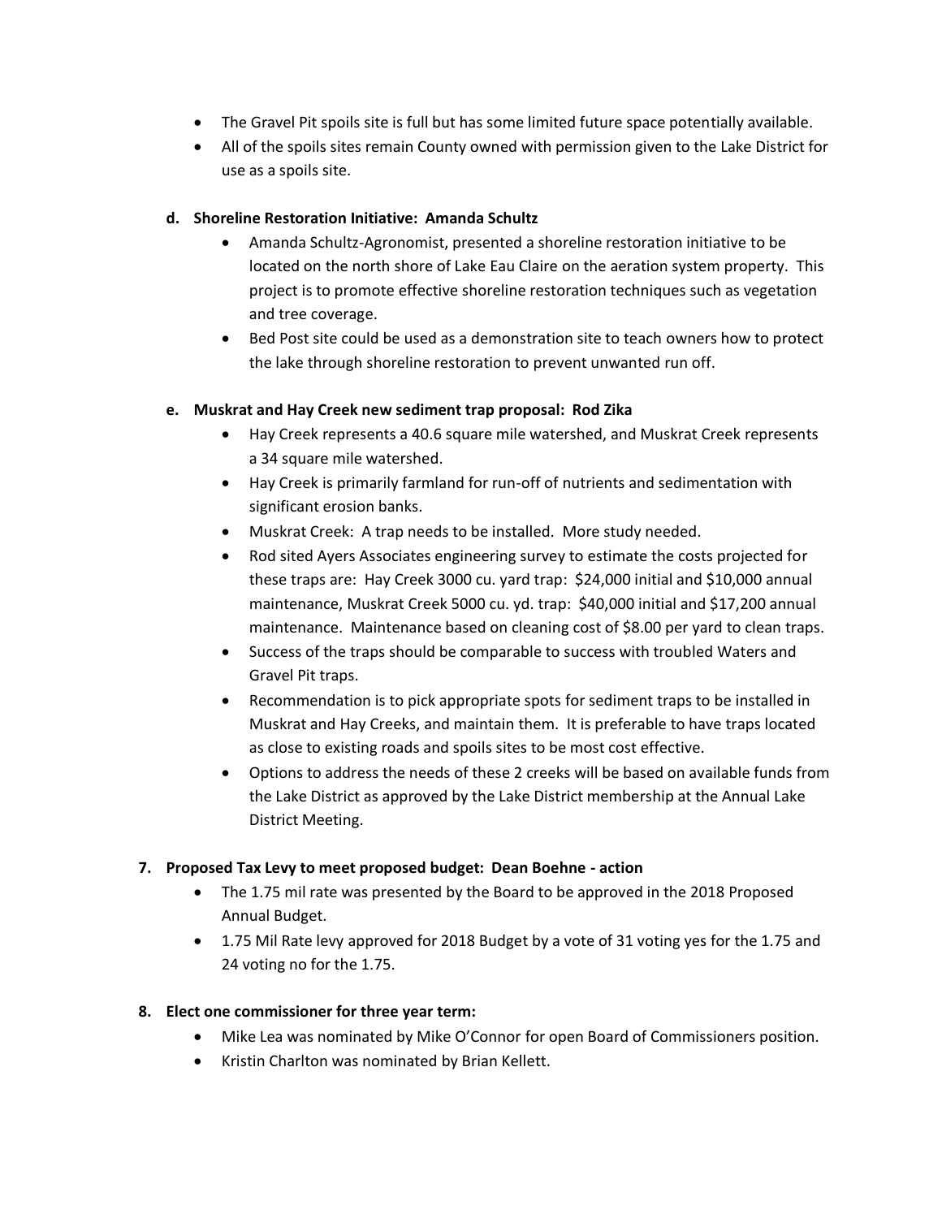- The Gravel Pit spoils site is full but has some limited future space potentially available.
- All of the spoils sites remain County owned with permission given to the Lake District for use as a spoils site.

**d. Shoreline Restoration Initiative: Amanda Schultz**

- Amanda Schultz-Agronomist, presented a shoreline restoration initiative to be located on the north shore of Lake Eau Claire on the aeration system property. This project is to promote effective shoreline restoration techniques such as vegetation and tree coverage.
- Bed Post site could be used as a demonstration site to teach owners how to protect the lake through shoreline restoration to prevent unwanted run off.

**e. Muskrat and Hay Creek new sediment trap proposal: Rod Zika**

- Hay Creek represents a 40.6 square mile watershed, and Muskrat Creek represents a 34 square mile watershed.
- Hay Creek is primarily farmland for run-off of nutrients and sedimentation with significant erosion banks.
- Muskrat Creek: A trap needs to be installed. More study needed.
- Rod sited Ayers Associates engineering survey to estimate the costs projected for these traps are: Hay Creek 3000 cu. yard trap: $24,000 initial and $10,000 annual maintenance, Muskrat Creek 5000 cu. yd. trap: $40,000 initial and $17,200 annual maintenance. Maintenance based on cleaning cost of $8.00 per yard to clean traps.
- Success of the traps should be comparable to success with troubled Waters and Gravel Pit traps.
- Recommendation is to pick appropriate spots for sediment traps to be installed in Muskrat and Hay Creeks, and maintain them. It is preferable to have traps located as close to existing roads and spoils sites to be most cost effective.
- Options to address the needs of these 2 creeks will be based on available funds from the Lake District as approved by the Lake District membership at the Annual Lake District Meeting.

**7. Proposed Tax Levy to meet proposed budget: Dean Boehne - action**

- The 1.75 mil rate was presented by the Board to be approved in the 2018 Proposed Annual Budget.
- 1.75 Mil Rate levy approved for 2018 Budget by a vote of 31 voting yes for the 1.75 and 24 voting no for the 1.75.

**8. Elect one commissioner for three year term:**

- Mike Lea was nominated by Mike O'Connor for open Board of Commissioners position.
- Kristin Charlton was nominated by Brian Kellett.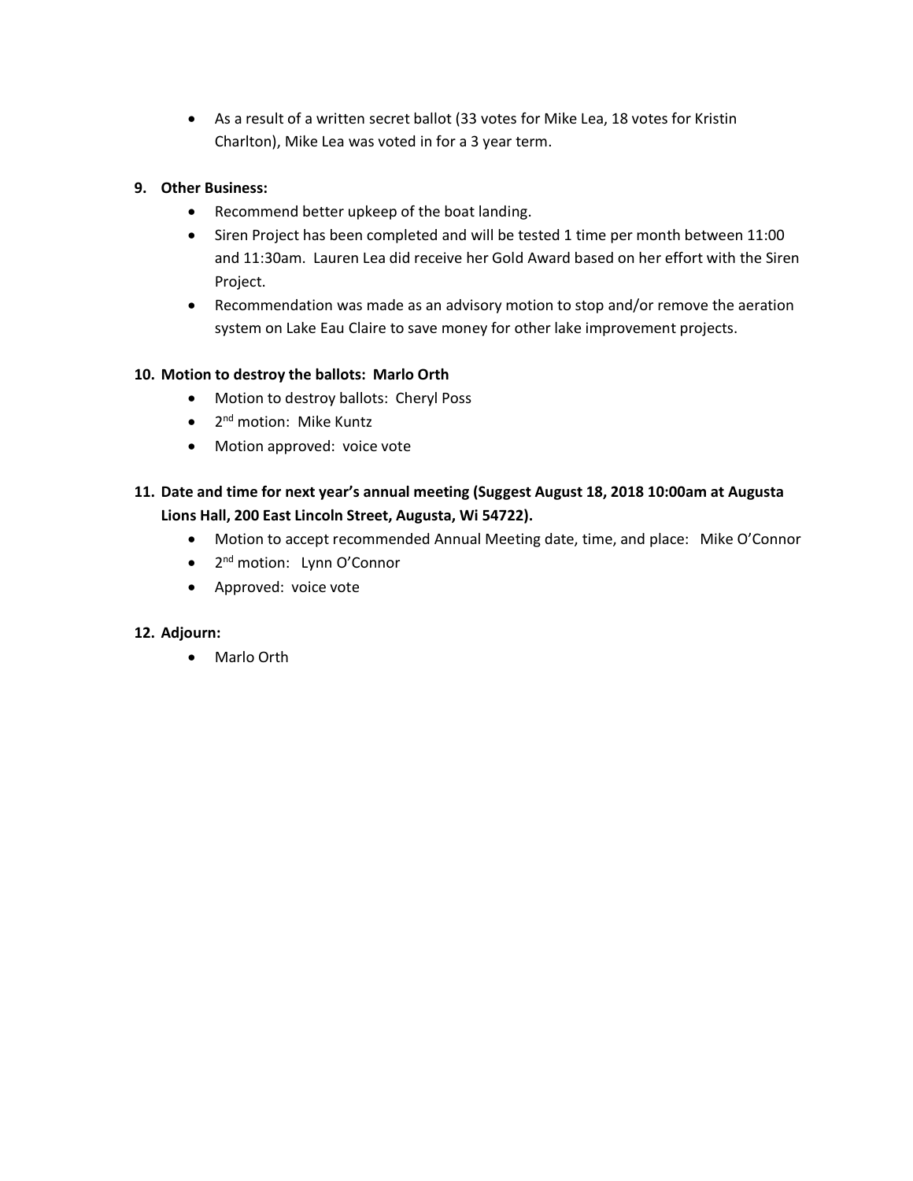- As a result of a written secret ballot (33 votes for Mike Lea, 18 votes for Kristin Charlton), Mike Lea was voted in for a 3 year term.

**9. Other Business:**

- Recommend better upkeep of the boat landing.
- Siren Project has been completed and will be tested 1 time per month between 11:00 and 11:30am. Lauren Lea did receive her Gold Award based on her effort with the Siren Project.
- Recommendation was made as an advisory motion to stop and/or remove the aeration system on Lake Eau Claire to save money for other lake improvement projects.

**10. Motion to destroy the ballots: Marlo Orth**

- Motion to destroy ballots: Cheryl Poss
- 2nd motion: Mike Kuntz
- Motion approved: voice vote

**11. Date and time for next year's annual meeting (Suggest August 18, 2018 10:00am at Augusta Lions Hall, 200 East Lincoln Street, Augusta, Wi 54722).**

- Motion to accept recommended Annual Meeting date, time, and place: Mike O'Connor
- 2nd motion: Lynn O'Connor
- Approved: voice vote

**12. Adjourn:**

- Marlo Orth